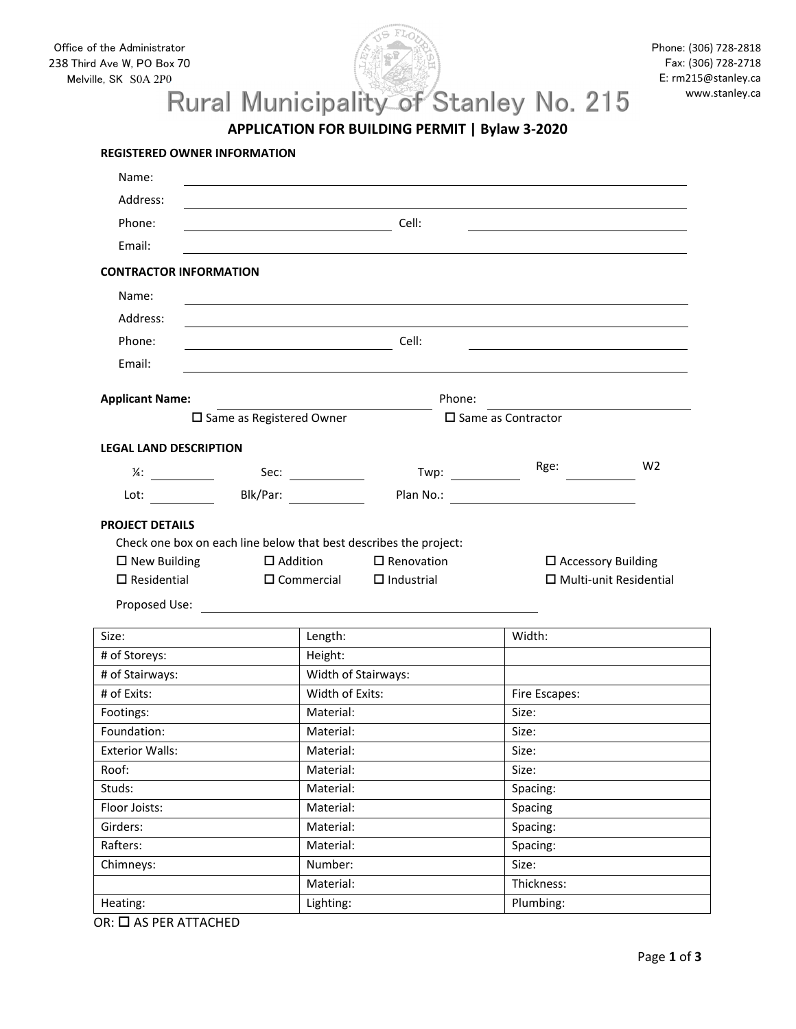Office of the Administrator
238 Third Ave W, PO Box 70
Melville, SK S0A 2P0

Phone: (306) 728-2818
Fax: (306) 728-2718
E: rm215@stanley.ca
www.stanley.ca

# Rural Municipality of Stanley No. 215

## APPLICATION FOR BUILDING PERMIT | Bylaw 3-2020

**REGISTERED OWNER INFORMATION**

Name: ____________________

Address: ____________________

Phone: ____________________ Cell: ____________________

Email: ____________________

**CONTRACTOR INFORMATION**

Name: ____________________

Address: ____________________

Phone: ____________________ Cell: ____________________

Email: ____________________

**Applicant Name:** ____________________ Phone: ____________________

☐ Same as Registered Owner ☐ Same as Contractor

**LEGAL LAND DESCRIPTION**

¼: ________ Sec: ________ Twp: ________ Rge: ________ W2

Lot: ________ Blk/Par: ________ Plan No.: ________

**PROJECT DETAILS**

Check one box on each line below that best describes the project:

☐ New Building ☐ Addition ☐ Renovation ☐ Accessory Building

☐ Residential ☐ Commercial ☐ Industrial ☐ Multi-unit Residential

Proposed Use: ____________________

| | | |
|---|---|---|
| Size: | Length: | Width: |
| # of Storeys: | Height: | |
| # of Stairways: | Width of Stairways: | |
| # of Exits: | Width of Exits: | Fire Escapes: |
| Footings: | Material: | Size: |
| Foundation: | Material: | Size: |
| Exterior Walls: | Material: | Size: |
| Roof: | Material: | Size: |
| Studs: | Material: | Spacing: |
| Floor Joists: | Material: | Spacing |
| Girders: | Material: | Spacing: |
| Rafters: | Material: | Spacing: |
| Chimneys: | Number: | Size: |
| | Material: | Thickness: |
| Heating: | Lighting: | Plumbing: |

OR: ☐ AS PER ATTACHED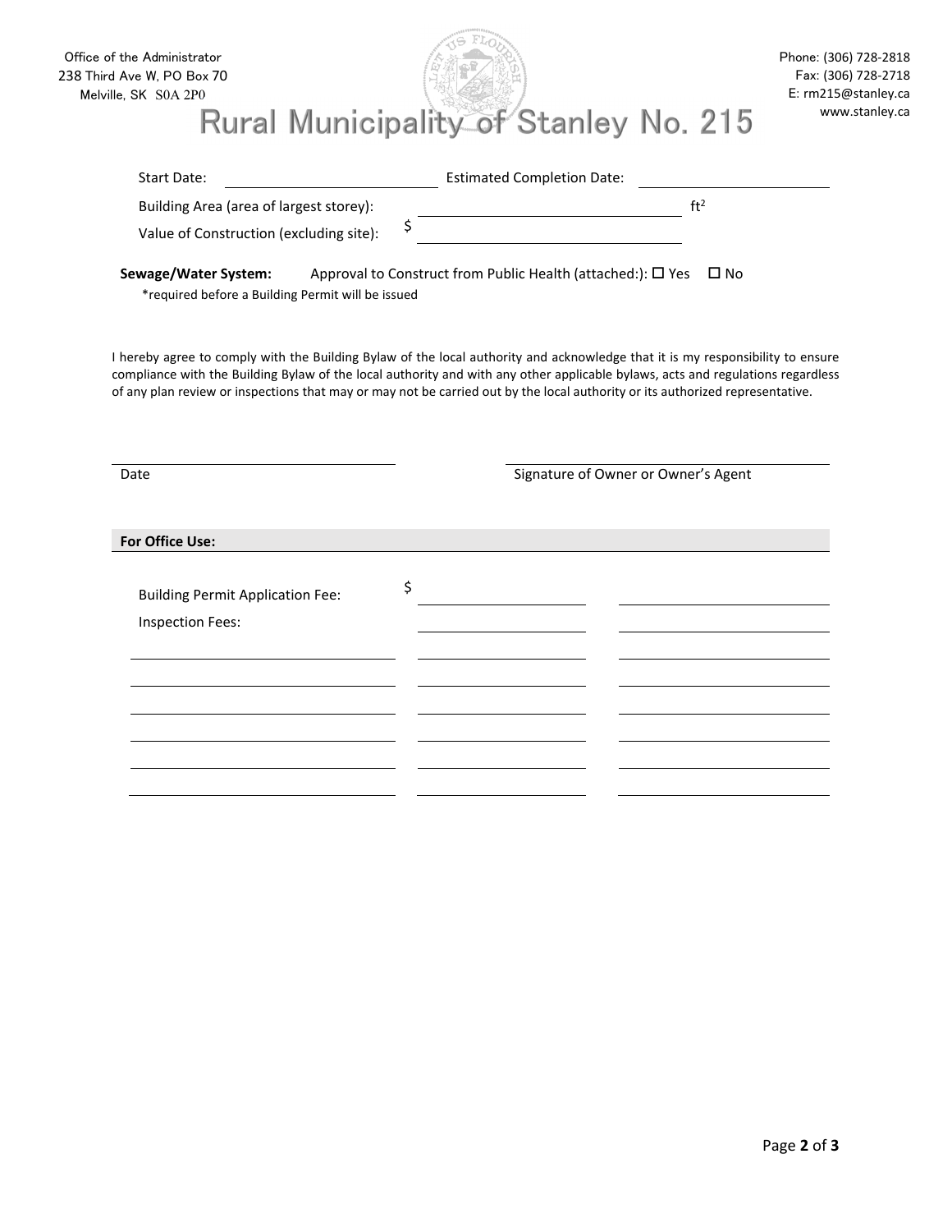Office of the Administrator
238 Third Ave W, PO Box 70
Melville, SK S0A 2P0

Phone: (306) 728-2818
Fax: (306) 728-2718
E: rm215@stanley.ca
www.stanley.ca

# Rural Municipality of Stanley No. 215

Start Date: ____________________ Estimated Completion Date: ____________________

Building Area (area of largest storey): ____________________ $ft^2$

Value of Construction (excluding site): $ ____________________

**Sewage/Water System:** Approval to Construct from Public Health (attached:): ☐ Yes ☐ No

*required before a Building Permit will be issued

I hereby agree to comply with the Building Bylaw of the local authority and acknowledge that it is my responsibility to ensure compliance with the Building Bylaw of the local authority and with any other applicable bylaws, acts and regulations regardless of any plan review or inspections that may or may not be carried out by the local authority or its authorized representative.

____________________ ____________________

Date Signature of Owner or Owner's Agent

**For Office Use:**

| | | |
|---|---|---|
| Building Permit Application Fee: | $ | |
| Inspection Fees: | | |
| | | |
| | | |
| | | |
| | | |
| | | |
| | | |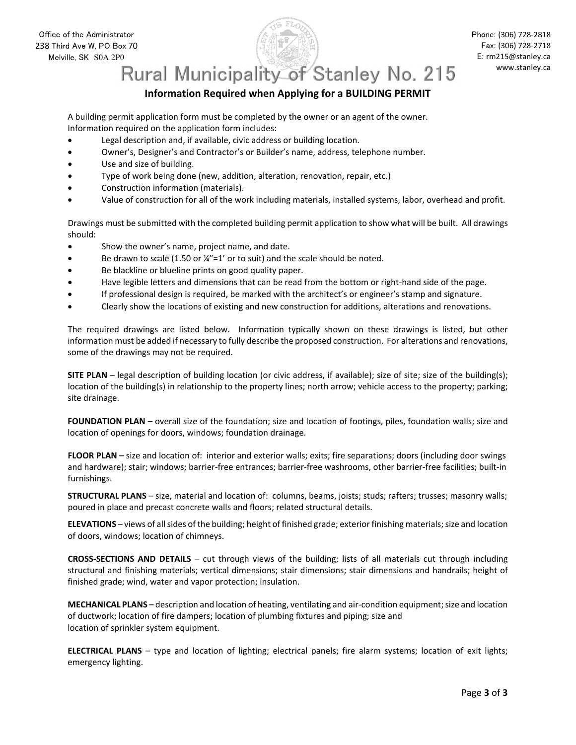Office of the Administrator
238 Third Ave W, PO Box 70
Melville, SK S0A 2P0

Phone: (306) 728-2818
Fax: (306) 728-2718
E: rm215@stanley.ca
www.stanley.ca

# Rural Municipality of Stanley No. 215

## Information Required when Applying for a BUILDING PERMIT

A building permit application form must be completed by the owner or an agent of the owner.
Information required on the application form includes:

- Legal description and, if available, civic address or building location.
- Owner's, Designer's and Contractor's or Builder's name, address, telephone number.
- Use and size of building.
- Type of work being done (new, addition, alteration, renovation, repair, etc.)
- Construction information (materials).
- Value of construction for all of the work including materials, installed systems, labor, overhead and profit.

Drawings must be submitted with the completed building permit application to show what will be built. All drawings should:

- Show the owner's name, project name, and date.
- Be drawn to scale (1.50 or ¼"=1' or to suit) and the scale should be noted.
- Be blackline or blueline prints on good quality paper.
- Have legible letters and dimensions that can be read from the bottom or right-hand side of the page.
- If professional design is required, be marked with the architect's or engineer's stamp and signature.
- Clearly show the locations of existing and new construction for additions, alterations and renovations.

The required drawings are listed below. Information typically shown on these drawings is listed, but other information must be added if necessary to fully describe the proposed construction. For alterations and renovations, some of the drawings may not be required.

**SITE PLAN** – legal description of building location (or civic address, if available); size of site; size of the building(s); location of the building(s) in relationship to the property lines; north arrow; vehicle access to the property; parking; site drainage.

**FOUNDATION PLAN** – overall size of the foundation; size and location of footings, piles, foundation walls; size and location of openings for doors, windows; foundation drainage.

**FLOOR PLAN** – size and location of: interior and exterior walls; exits; fire separations; doors (including door swings and hardware); stair; windows; barrier-free entrances; barrier-free washrooms, other barrier-free facilities; built-in furnishings.

**STRUCTURAL PLANS** – size, material and location of: columns, beams, joists; studs; rafters; trusses; masonry walls; poured in place and precast concrete walls and floors; related structural details.

**ELEVATIONS** – views of all sides of the building; height of finished grade; exterior finishing materials; size and location of doors, windows; location of chimneys.

**CROSS-SECTIONS AND DETAILS** – cut through views of the building; lists of all materials cut through including structural and finishing materials; vertical dimensions; stair dimensions; stair dimensions and handrails; height of finished grade; wind, water and vapor protection; insulation.

**MECHANICAL PLANS** – description and location of heating, ventilating and air-condition equipment; size and location of ductwork; location of fire dampers; location of plumbing fixtures and piping; size and location of sprinkler system equipment.

**ELECTRICAL PLANS** – type and location of lighting; electrical panels; fire alarm systems; location of exit lights; emergency lighting.